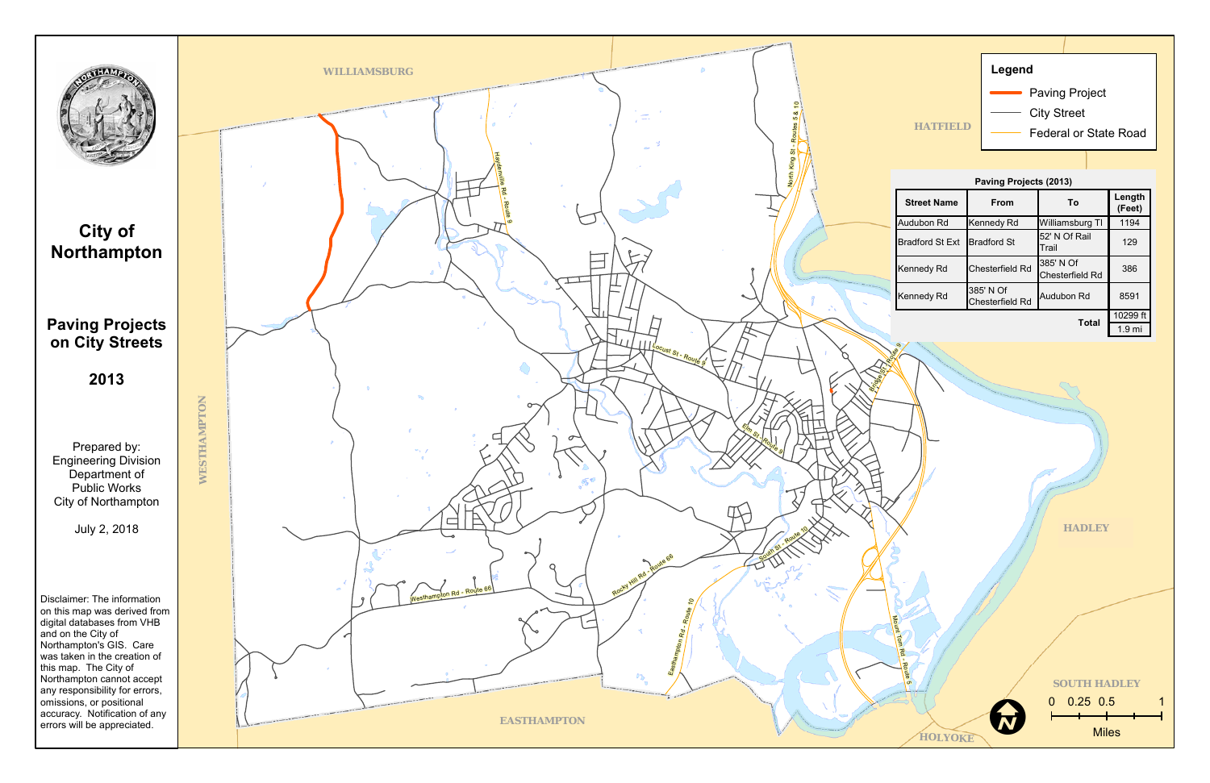# City of Northampton

## Paving Projects on City Streets

## 2013

Prepared by:
Engineering Division
Department of Public Works
City of Northampton

July 2, 2018

Disclaimer: The information on this map was derived from digital databases from VHB and on the City of Northampton's GIS. Care was taken in the creation of this map. The City of Northampton cannot accept any responsibility for errors, omissions, or positional accuracy. Notification of any errors will be appreciated.

**Legend**

- Paving Project
- City Street
- Federal or State Road

**Paving Projects (2013)**

| Street Name | From | To | Length (Feet) |
|---|---|---|---|
| Audubon Rd | Kennedy Rd | Williamsburg Tl | 1194 |
| Bradford St Ext | Bradford St | 52' N Of Rail Trail | 129 |
| Kennedy Rd | Chesterfield Rd | 385' N Of Chesterfield Rd | 386 |
| Kennedy Rd | 385' N Of Chesterfield Rd | Audubon Rd | 8591 |
| | | Total | 10299 ft |
| | | | 1.9 mi |

WILLIAMSBURG
HATFIELD
WESTHAMPTON
HADLEY
SOUTH HADLEY
EASTHAMPTON
HOLYOKE

Haydenville Rd - Route 9
North King St - Routes 5 & 10
Locust St - Route 9
Bridge St - Route 9
Elm St - Route 9
South St - Route 10
Rocky Hill Rd - Route 66
Westhampton Rd - Route 66
Easthampton Rd - Route 10
Mount Tom Rd - Route 5

0 0.25 0.5 1
Miles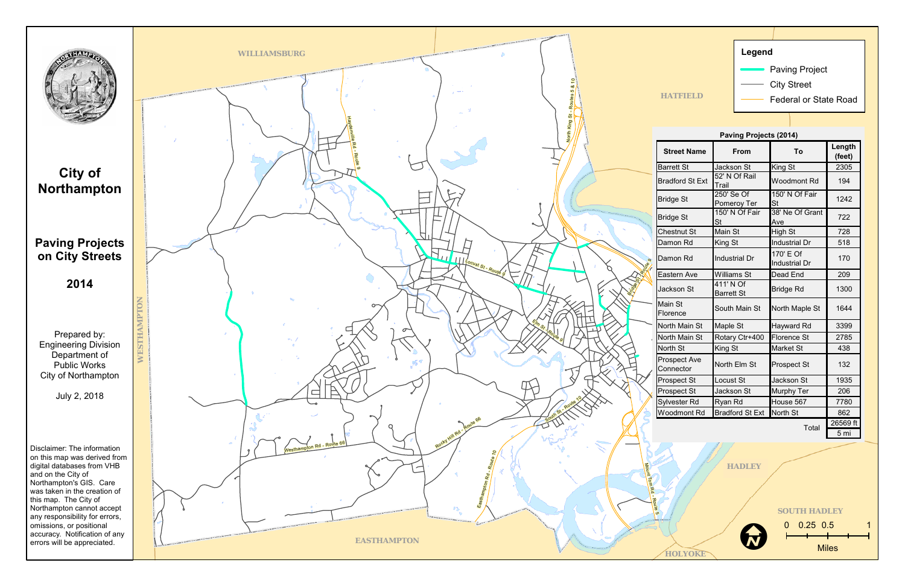# City of Northampton

## Paving Projects on City Streets

## 2014

Prepared by:
Engineering Division
Department of
Public Works
City of Northampton

July 2, 2018

Disclaimer: The information on this map was derived from digital databases from VHB and on the City of Northampton's GIS. Care was taken in the creation of this map. The City of Northampton cannot accept any responsibility for errors, omissions, or positional accuracy. Notification of any errors will be appreciated.

**Legend**

- Paving Project
- City Street
- Federal or State Road

**Paving Projects (2014)**

| Street Name | From | To | Length (feet) |
|---|---|---|---|
| Barrett St | Jackson St | King St | 2305 |
| Bradford St Ext | 52' N Of Rail Trail | Woodmont Rd | 194 |
| Bridge St | 250' Se Of Pomeroy Ter | 150' N Of Fair St | 1242 |
| Bridge St | 150' N Of Fair St | 38' Ne Of Grant Ave | 722 |
| Chestnut St | Main St | High St | 728 |
| Damon Rd | King St | Industrial Dr | 518 |
| Damon Rd | Industrial Dr | 170' E Of Industrial Dr | 170 |
| Eastern Ave | Williams St | Dead End | 209 |
| Jackson St | 411' N Of Barrett St | Bridge Rd | 1300 |
| Main St Florence | South Main St | North Maple St | 1644 |
| North Main St | Maple St | Hayward Rd | 3399 |
| North Main St | Rotary Ctr+400 | Florence St | 2785 |
| North St | King St | Market St | 438 |
| Prospect Ave Connector | North Elm St | Prospect St | 132 |
| Prospect St | Locust St | Jackson St | 1935 |
| Prospect St | Jackson St | Murphy Ter | 206 |
| Sylvester Rd | Ryan Rd | House 567 | 7780 |
| Woodmont Rd | Bradford St Ext | North St | 862 |
| | | Total | 26569 ft |
| | | | 5 mi |

WILLIAMSBURG · HATFIELD · WESTHAMPTON · EASTHAMPTON · HADLEY · SOUTH HADLEY · HOLYOKE

Haydenville Rd - Route 9 · North King St - Routes 5 & 10 · Locust St - Route 9 · Elm St - Route 9 · Bridge St - Route 9 · South St - Route 10 · Rocky Hill Rd - Route 66 · Westhampton Rd - Route 66 · Easthampton Rd - Route 10 · Mount Tom Rd - Route 5

0 0.25 0.5 1
Miles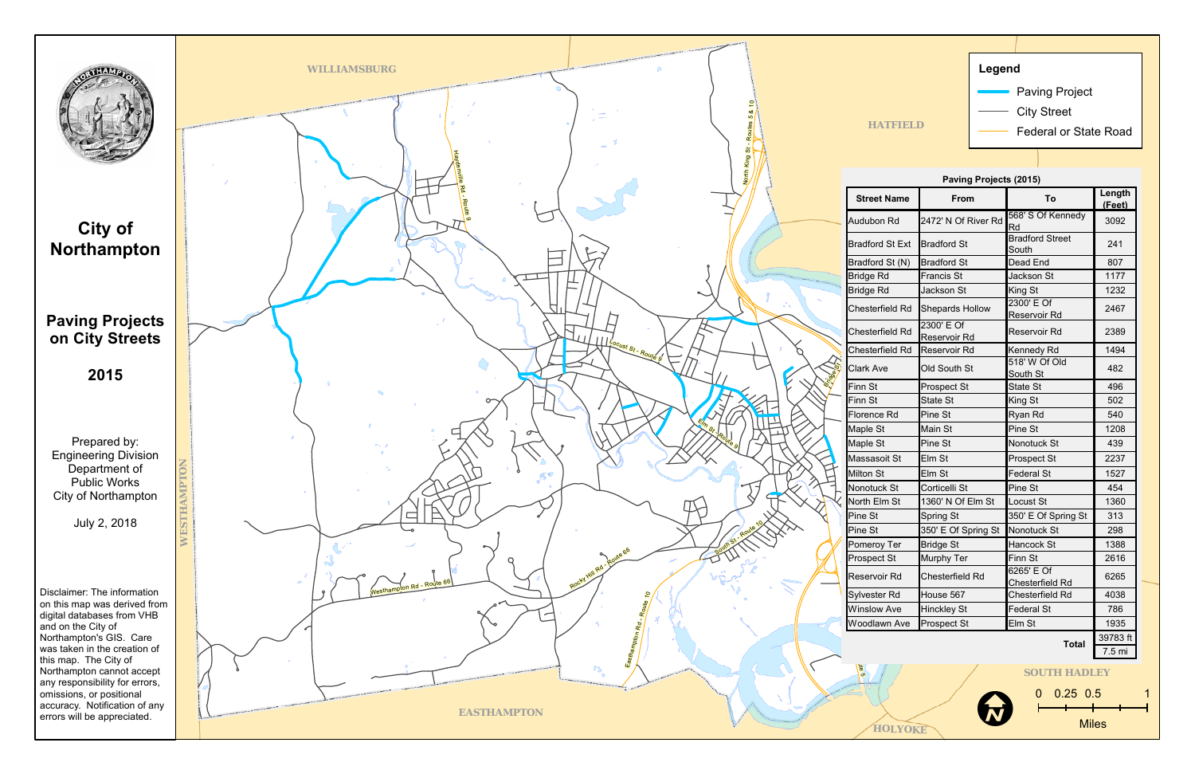# City of Northampton

## Paving Projects on City Streets

## 2015

Prepared by:
Engineering Division
Department of
Public Works
City of Northampton

July 2, 2018

Disclaimer: The information on this map was derived from digital databases from VHB and on the City of Northampton's GIS. Care was taken in the creation of this map. The City of Northampton cannot accept any responsibility for errors, omissions, or positional accuracy. Notification of any errors will be appreciated.

**Legend**

- Paving Project
- City Street
- Federal or State Road

**Paving Projects (2015)**

| Street Name | From | To | Length (Feet) |
|---|---|---|---|
| Audubon Rd | 2472' N Of River Rd | 568' S Of Kennedy Rd | 3092 |
| Bradford St Ext | Bradford St | Bradford Street South | 241 |
| Bradford St (N) | Bradford St | Dead End | 807 |
| Bridge Rd | Francis St | Jackson St | 1177 |
| Bridge Rd | Jackson St | King St | 1232 |
| Chesterfield Rd | Shepards Hollow | 2300' E Of Reservoir Rd | 2467 |
| Chesterfield Rd | 2300' E Of Reservoir Rd | Reservoir Rd | 2389 |
| Chesterfield Rd | Reservoir Rd | Kennedy Rd | 1494 |
| Clark Ave | Old South St | 518' W Of Old South St | 482 |
| Finn St | Prospect St | State St | 496 |
| Finn St | State St | King St | 502 |
| Florence Rd | Pine St | Ryan Rd | 540 |
| Maple St | Main St | Pine St | 1208 |
| Maple St | Pine St | Nonotuck St | 439 |
| Massasoit St | Elm St | Prospect St | 2237 |
| Milton St | Elm St | Federal St | 1527 |
| Nonotuck St | Corticelli St | Pine St | 454 |
| North Elm St | 1360' N Of Elm St | Locust St | 1360 |
| Pine St | Spring St | 350' E Of Spring St | 313 |
| Pine St | 350' E Of Spring St | Nonotuck St | 298 |
| Pomeroy Ter | Bridge St | Hancock St | 1388 |
| Prospect St | Murphy Ter | Finn St | 2616 |
| Reservoir Rd | Chesterfield Rd | 6265' E Of Chesterfield Rd | 6265 |
| Sylvester Rd | House 567 | Chesterfield Rd | 4038 |
| Winslow Ave | Hinckley St | Federal St | 786 |
| Woodlawn Ave | Prospect St | Elm St | 1935 |
| | | **Total** | 39783 ft<br>7.5 mi |

WILLIAMSBURG · HATFIELD · WESTHAMPTON · EASTHAMPTON · HOLYOKE · SOUTH HADLEY

0 0.25 0.5 1 Miles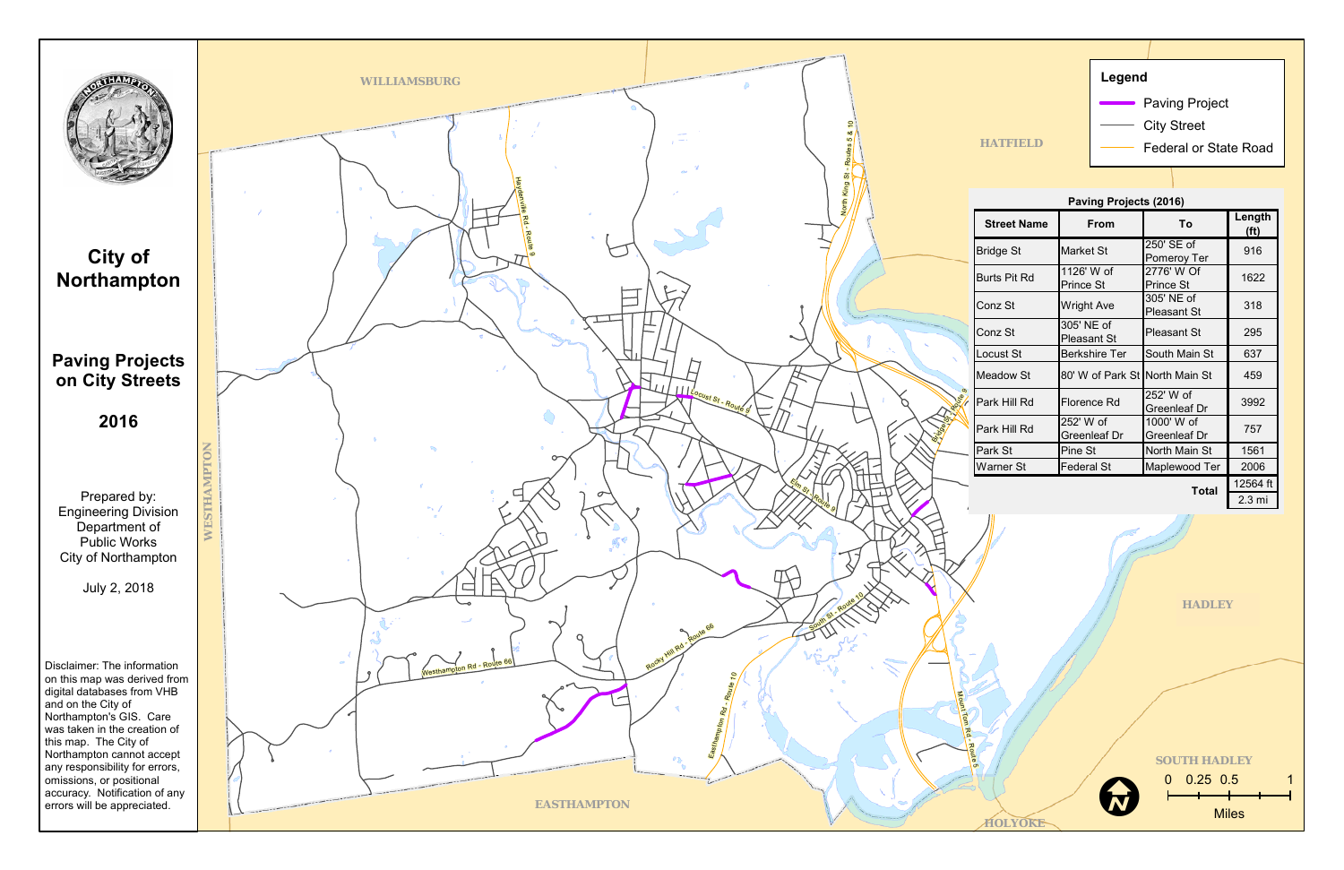# City of Northampton

## Paving Projects on City Streets

## 2016

Prepared by:
Engineering Division
Department of
Public Works
City of Northampton

July 2, 2018

Disclaimer: The information on this map was derived from digital databases from VHB and on the City of Northampton's GIS. Care was taken in the creation of this map. The City of Northampton cannot accept any responsibility for errors, omissions, or positional accuracy. Notification of any errors will be appreciated.

**Legend**

- Paving Project
- City Street
- Federal or State Road

**Paving Projects (2016)**

| Street Name | From | To | Length (ft) |
|---|---|---|---|
| Bridge St | Market St | 250' SE of Pomeroy Ter | 916 |
| Burts Pit Rd | 1126' W of Prince St | 2776' W Of Prince St | 1622 |
| Conz St | Wright Ave | 305' NE of Pleasant St | 318 |
| Conz St | 305' NE of Pleasant St | Pleasant St | 295 |
| Locust St | Berkshire Ter | South Main St | 637 |
| Meadow St | 80' W of Park St | North Main St | 459 |
| Park Hill Rd | Florence Rd | 252' W of Greenleaf Dr | 3992 |
| Park Hill Rd | 252' W of Greenleaf Dr | 1000' W of Greenleaf Dr | 757 |
| Park St | Pine St | North Main St | 1561 |
| Warner St | Federal St | Maplewood Ter | 2006 |
| | | **Total** | 12564 ft |
| | | | 2.3 mi |

WILLIAMSBURG

HATFIELD

WESTHAMPTON

HADLEY

SOUTH HADLEY

EASTHAMPTON

HOLYOKE

Haydenville Rd - Route 9

North King St - Routes 5 & 10

Locust St - Route 9

Bridge St - Route 9

Elm St - Route 9

South St - Route 10

Rocky Hill Rd - Route 66

Westhampton Rd - Route 66

Easthampton Rd - Route 10

Mount Tom Rd - Route 5

0 0.25 0.5 1

Miles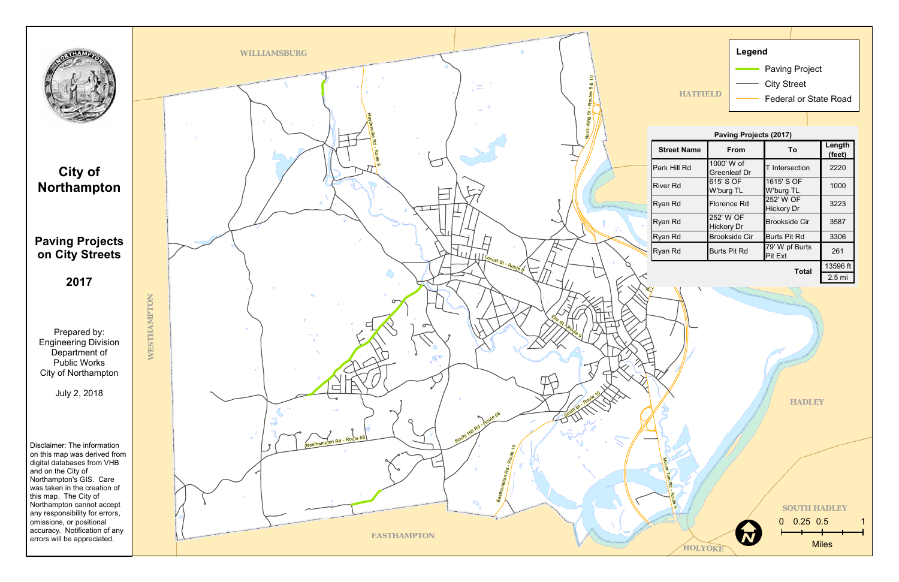# City of Northampton

## Paving Projects on City Streets

## 2017

Prepared by:
Engineering Division
Department of
Public Works
City of Northampton

July 2, 2018

Disclaimer: The information on this map was derived from digital databases from VHB and on the City of Northampton's GIS. Care was taken in the creation of this map. The City of Northampton cannot accept any responsibility for errors, omissions, or positional accuracy. Notification of any errors will be appreciated.

**Legend**

- Paving Project
- City Street
- Federal or State Road

**Paving Projects (2017)**

| Street Name | From | To | Length (feet) |
|---|---|---|---|
| Park Hill Rd | 1000' W of Greenleaf Dr | T Intersection | 2220 |
| River Rd | 615' S OF W'burg TL | 1615' S OF W'burg TL | 1000 |
| Ryan Rd | Florence Rd | 252' W OF Hickory Dr | 3223 |
| Ryan Rd | 252' W OF Hickory Dr | Brookside Cir | 3587 |
| Ryan Rd | Brookside Cir | Burts Pit Rd | 3306 |
| Ryan Rd | Burts Pit Rd | 79' W pf Burts Pit Ext | 261 |
| | | Total | 13596 ft |
| | | | 2.5 mi |

WILLIAMSBURG
HATFIELD
WESTHAMPTON
HADLEY
SOUTH HADLEY
EASTHAMPTON
HOLYOKE

Haydenville Rd - Route 9
North King St - Routes 5 & 10
Locust St - Route 9
Elm St - Route 9
South St - Route 10
Rocky Hill Rd - Route 66
Westhampton Rd - Route 66
Easthampton Rd - Route 10
Mount Tom Rd - Route 5

0 0.25 0.5 1
Miles